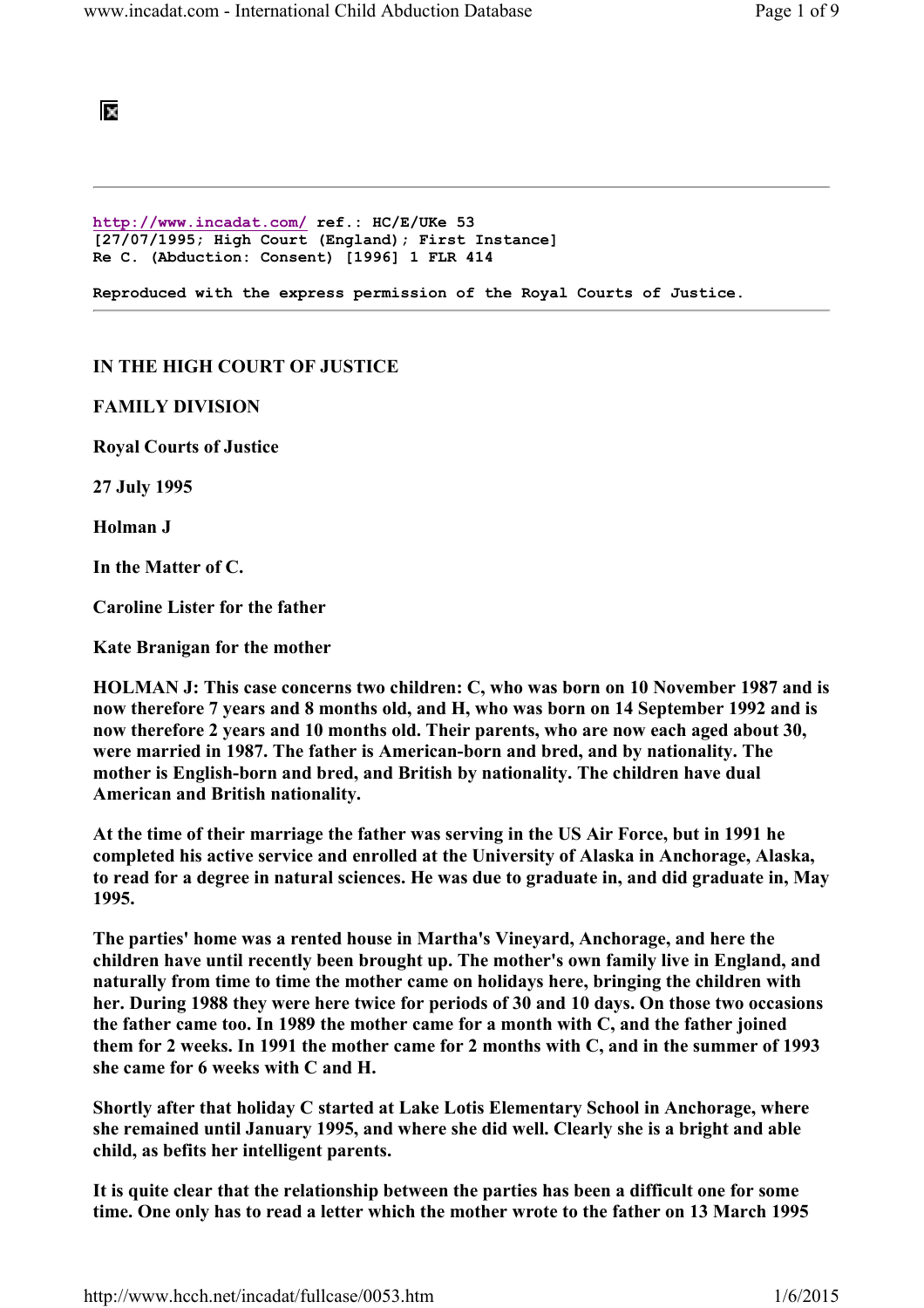http://www.incadat.com/ ref.: HC/E/UKe 53
[27/07/1995; High Court (England); First Instance]
Re C. (Abduction: Consent) [1996] 1 FLR 414

Reproduced with the express permission of the Royal Courts of Justice.

---

**IN THE HIGH COURT OF JUSTICE**

**FAMILY DIVISION**

**Royal Courts of Justice**

**27 July 1995**

**Holman J**

**In the Matter of C.**

**Caroline Lister for the father**

**Kate Branigan for the mother**

**HOLMAN J: This case concerns two children: C, who was born on 10 November 1987 and is now therefore 7 years and 8 months old, and H, who was born on 14 September 1992 and is now therefore 2 years and 10 months old. Their parents, who are now each aged about 30, were married in 1987. The father is American-born and bred, and by nationality. The mother is English-born and bred, and British by nationality. The children have dual American and British nationality.**

**At the time of their marriage the father was serving in the US Air Force, but in 1991 he completed his active service and enrolled at the University of Alaska in Anchorage, Alaska, to read for a degree in natural sciences. He was due to graduate in, and did graduate in, May 1995.**

**The parties' home was a rented house in Martha's Vineyard, Anchorage, and here the children have until recently been brought up. The mother's own family live in England, and naturally from time to time the mother came on holidays here, bringing the children with her. During 1988 they were here twice for periods of 30 and 10 days. On those two occasions the father came too. In 1989 the mother came for a month with C, and the father joined them for 2 weeks. In 1991 the mother came for 2 months with C, and in the summer of 1993 she came for 6 weeks with C and H.**

**Shortly after that holiday C started at Lake Lotis Elementary School in Anchorage, where she remained until January 1995, and where she did well. Clearly she is a bright and able child, as befits her intelligent parents.**

**It is quite clear that the relationship between the parties has been a difficult one for some time. One only has to read a letter which the mother wrote to the father on 13 March 1995**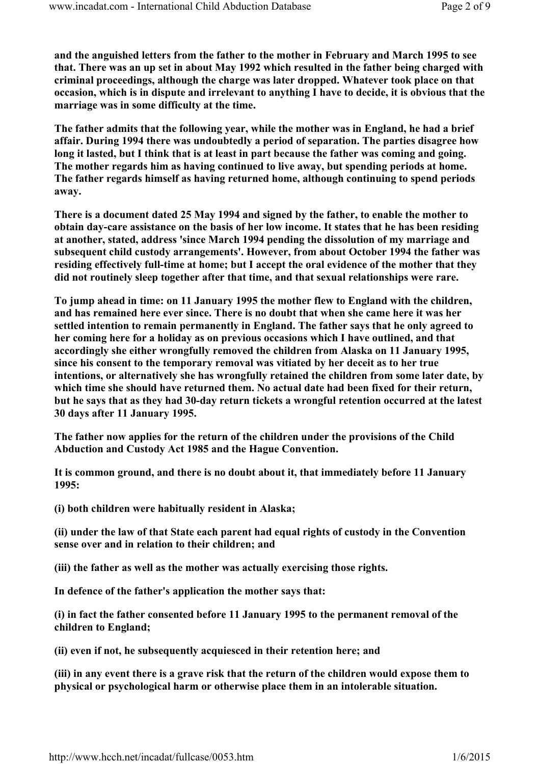**and the anguished letters from the father to the mother in February and March 1995 to see that. There was an up set in about May 1992 which resulted in the father being charged with criminal proceedings, although the charge was later dropped. Whatever took place on that occasion, which is in dispute and irrelevant to anything I have to decide, it is obvious that the marriage was in some difficulty at the time.**

**The father admits that the following year, while the mother was in England, he had a brief affair. During 1994 there was undoubtedly a period of separation. The parties disagree how long it lasted, but I think that is at least in part because the father was coming and going. The mother regards him as having continued to live away, but spending periods at home. The father regards himself as having returned home, although continuing to spend periods away.**

**There is a document dated 25 May 1994 and signed by the father, to enable the mother to obtain day-care assistance on the basis of her low income. It states that he has been residing at another, stated, address 'since March 1994 pending the dissolution of my marriage and subsequent child custody arrangements'. However, from about October 1994 the father was residing effectively full-time at home; but I accept the oral evidence of the mother that they did not routinely sleep together after that time, and that sexual relationships were rare.**

**To jump ahead in time: on 11 January 1995 the mother flew to England with the children, and has remained here ever since. There is no doubt that when she came here it was her settled intention to remain permanently in England. The father says that he only agreed to her coming here for a holiday as on previous occasions which I have outlined, and that accordingly she either wrongfully removed the children from Alaska on 11 January 1995, since his consent to the temporary removal was vitiated by her deceit as to her true intentions, or alternatively she has wrongfully retained the children from some later date, by which time she should have returned them. No actual date had been fixed for their return, but he says that as they had 30-day return tickets a wrongful retention occurred at the latest 30 days after 11 January 1995.**

**The father now applies for the return of the children under the provisions of the Child Abduction and Custody Act 1985 and the Hague Convention.**

**It is common ground, and there is no doubt about it, that immediately before 11 January 1995:**

**(i) both children were habitually resident in Alaska;**

**(ii) under the law of that State each parent had equal rights of custody in the Convention sense over and in relation to their children; and**

**(iii) the father as well as the mother was actually exercising those rights.**

**In defence of the father's application the mother says that:**

**(i) in fact the father consented before 11 January 1995 to the permanent removal of the children to England;**

**(ii) even if not, he subsequently acquiesced in their retention here; and**

**(iii) in any event there is a grave risk that the return of the children would expose them to physical or psychological harm or otherwise place them in an intolerable situation.**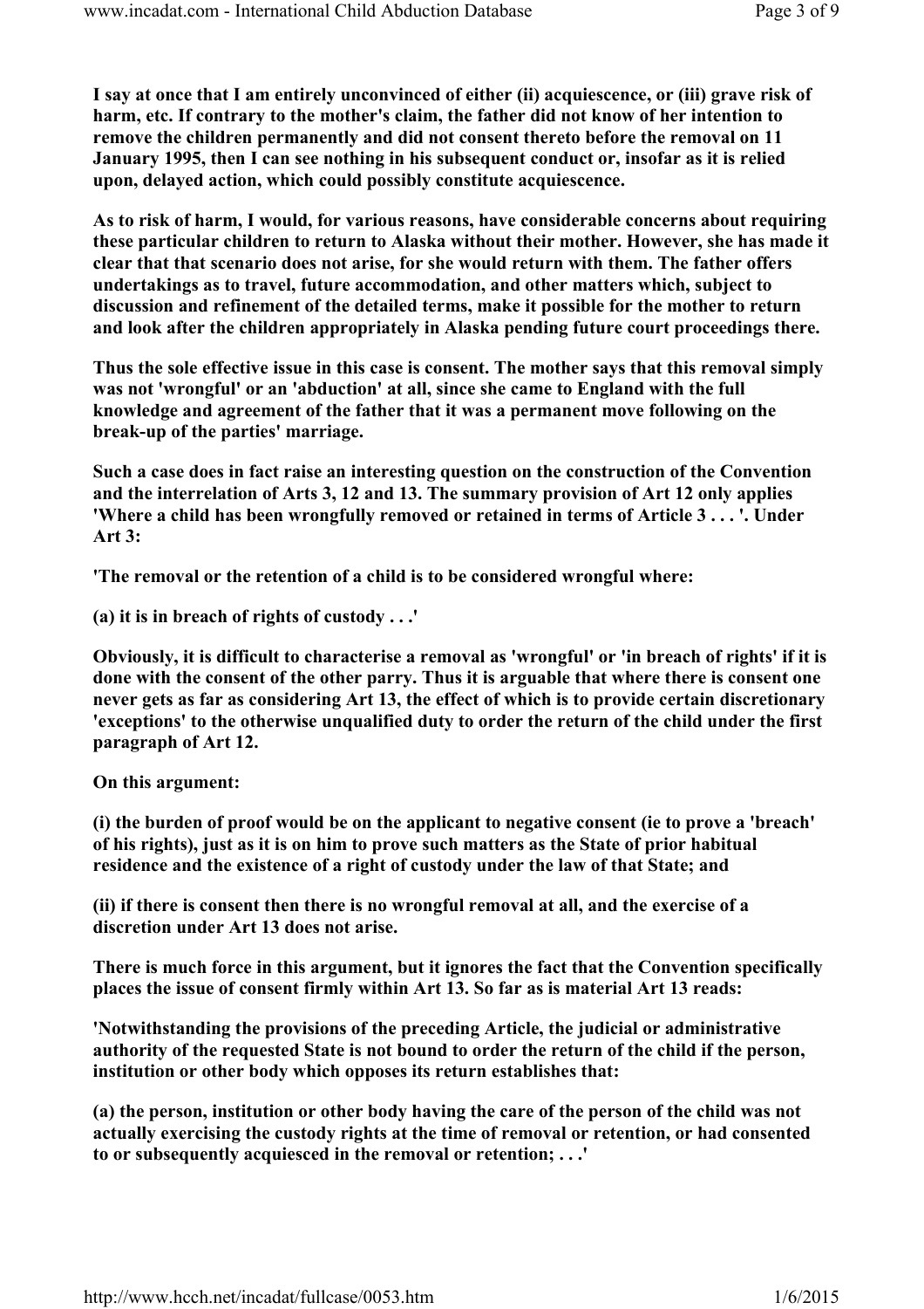**I say at once that I am entirely unconvinced of either (ii) acquiescence, or (iii) grave risk of harm, etc. If contrary to the mother's claim, the father did not know of her intention to remove the children permanently and did not consent thereto before the removal on 11 January 1995, then I can see nothing in his subsequent conduct or, insofar as it is relied upon, delayed action, which could possibly constitute acquiescence.**

**As to risk of harm, I would, for various reasons, have considerable concerns about requiring these particular children to return to Alaska without their mother. However, she has made it clear that that scenario does not arise, for she would return with them. The father offers undertakings as to travel, future accommodation, and other matters which, subject to discussion and refinement of the detailed terms, make it possible for the mother to return and look after the children appropriately in Alaska pending future court proceedings there.**

**Thus the sole effective issue in this case is consent. The mother says that this removal simply was not 'wrongful' or an 'abduction' at all, since she came to England with the full knowledge and agreement of the father that it was a permanent move following on the break-up of the parties' marriage.**

**Such a case does in fact raise an interesting question on the construction of the Convention and the interrelation of Arts 3, 12 and 13. The summary provision of Art 12 only applies 'Where a child has been wrongfully removed or retained in terms of Article 3 . . . '. Under Art 3:**

**'The removal or the retention of a child is to be considered wrongful where:**

**(a) it is in breach of rights of custody . . .'**

**Obviously, it is difficult to characterise a removal as 'wrongful' or 'in breach of rights' if it is done with the consent of the other parry. Thus it is arguable that where there is consent one never gets as far as considering Art 13, the effect of which is to provide certain discretionary 'exceptions' to the otherwise unqualified duty to order the return of the child under the first paragraph of Art 12.**

**On this argument:**

**(i) the burden of proof would be on the applicant to negative consent (ie to prove a 'breach' of his rights), just as it is on him to prove such matters as the State of prior habitual residence and the existence of a right of custody under the law of that State; and**

**(ii) if there is consent then there is no wrongful removal at all, and the exercise of a discretion under Art 13 does not arise.**

**There is much force in this argument, but it ignores the fact that the Convention specifically places the issue of consent firmly within Art 13. So far as is material Art 13 reads:**

**'Notwithstanding the provisions of the preceding Article, the judicial or administrative authority of the requested State is not bound to order the return of the child if the person, institution or other body which opposes its return establishes that:**

**(a) the person, institution or other body having the care of the person of the child was not actually exercising the custody rights at the time of removal or retention, or had consented to or subsequently acquiesced in the removal or retention; . . .'**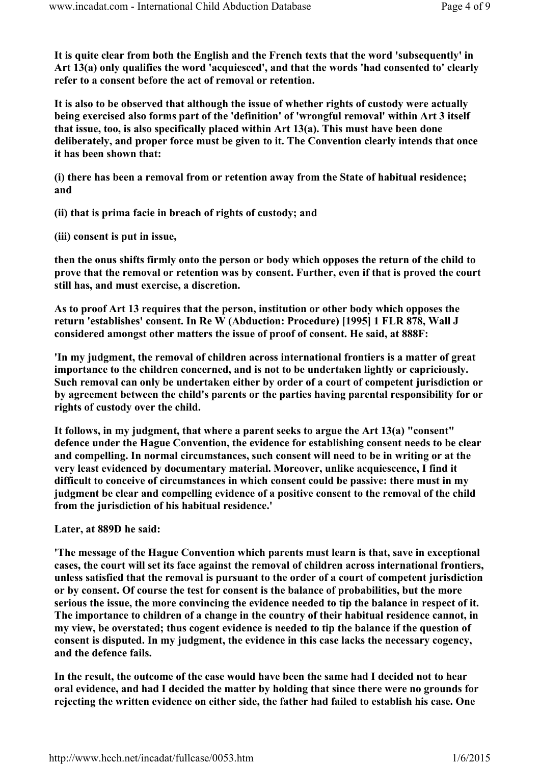**It is quite clear from both the English and the French texts that the word 'subsequently' in Art 13(a) only qualifies the word 'acquiesced', and that the words 'had consented to' clearly refer to a consent before the act of removal or retention.**

**It is also to be observed that although the issue of whether rights of custody were actually being exercised also forms part of the 'definition' of 'wrongful removal' within Art 3 itself that issue, too, is also specifically placed within Art 13(a). This must have been done deliberately, and proper force must be given to it. The Convention clearly intends that once it has been shown that:**

**(i) there has been a removal from or retention away from the State of habitual residence; and**

**(ii) that is prima facie in breach of rights of custody; and**

**(iii) consent is put in issue,**

**then the onus shifts firmly onto the person or body which opposes the return of the child to prove that the removal or retention was by consent. Further, even if that is proved the court still has, and must exercise, a discretion.**

**As to proof Art 13 requires that the person, institution or other body which opposes the return 'establishes' consent. In Re W (Abduction: Procedure) [1995] 1 FLR 878, Wall J considered amongst other matters the issue of proof of consent. He said, at 888F:**

**'In my judgment, the removal of children across international frontiers is a matter of great importance to the children concerned, and is not to be undertaken lightly or capriciously. Such removal can only be undertaken either by order of a court of competent jurisdiction or by agreement between the child's parents or the parties having parental responsibility for or rights of custody over the child.**

**It follows, in my judgment, that where a parent seeks to argue the Art 13(a) "consent" defence under the Hague Convention, the evidence for establishing consent needs to be clear and compelling. In normal circumstances, such consent will need to be in writing or at the very least evidenced by documentary material. Moreover, unlike acquiescence, I find it difficult to conceive of circumstances in which consent could be passive: there must in my judgment be clear and compelling evidence of a positive consent to the removal of the child from the jurisdiction of his habitual residence.'**

**Later, at 889D he said:**

**'The message of the Hague Convention which parents must learn is that, save in exceptional cases, the court will set its face against the removal of children across international frontiers, unless satisfied that the removal is pursuant to the order of a court of competent jurisdiction or by consent. Of course the test for consent is the balance of probabilities, but the more serious the issue, the more convincing the evidence needed to tip the balance in respect of it. The importance to children of a change in the country of their habitual residence cannot, in my view, be overstated; thus cogent evidence is needed to tip the balance if the question of consent is disputed. In my judgment, the evidence in this case lacks the necessary cogency, and the defence fails.**

**In the result, the outcome of the case would have been the same had I decided not to hear oral evidence, and had I decided the matter by holding that since there were no grounds for rejecting the written evidence on either side, the father had failed to establish his case. One**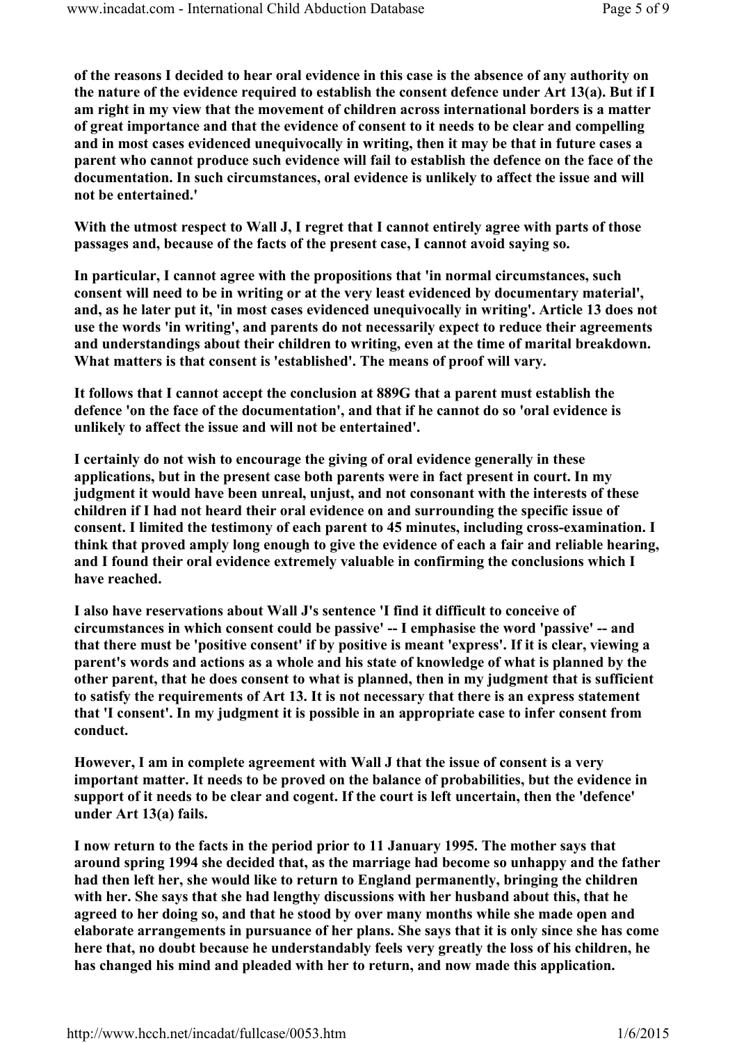**of the reasons I decided to hear oral evidence in this case is the absence of any authority on the nature of the evidence required to establish the consent defence under Art 13(a). But if I am right in my view that the movement of children across international borders is a matter of great importance and that the evidence of consent to it needs to be clear and compelling and in most cases evidenced unequivocally in writing, then it may be that in future cases a parent who cannot produce such evidence will fail to establish the defence on the face of the documentation. In such circumstances, oral evidence is unlikely to affect the issue and will not be entertained.'**

**With the utmost respect to Wall J, I regret that I cannot entirely agree with parts of those passages and, because of the facts of the present case, I cannot avoid saying so.**

**In particular, I cannot agree with the propositions that 'in normal circumstances, such consent will need to be in writing or at the very least evidenced by documentary material', and, as he later put it, 'in most cases evidenced unequivocally in writing'. Article 13 does not use the words 'in writing', and parents do not necessarily expect to reduce their agreements and understandings about their children to writing, even at the time of marital breakdown. What matters is that consent is 'established'. The means of proof will vary.**

**It follows that I cannot accept the conclusion at 889G that a parent must establish the defence 'on the face of the documentation', and that if he cannot do so 'oral evidence is unlikely to affect the issue and will not be entertained'.**

**I certainly do not wish to encourage the giving of oral evidence generally in these applications, but in the present case both parents were in fact present in court. In my judgment it would have been unreal, unjust, and not consonant with the interests of these children if I had not heard their oral evidence on and surrounding the specific issue of consent. I limited the testimony of each parent to 45 minutes, including cross-examination. I think that proved amply long enough to give the evidence of each a fair and reliable hearing, and I found their oral evidence extremely valuable in confirming the conclusions which I have reached.**

**I also have reservations about Wall J's sentence 'I find it difficult to conceive of circumstances in which consent could be passive' -- I emphasise the word 'passive' -- and that there must be 'positive consent' if by positive is meant 'express'. If it is clear, viewing a parent's words and actions as a whole and his state of knowledge of what is planned by the other parent, that he does consent to what is planned, then in my judgment that is sufficient to satisfy the requirements of Art 13. It is not necessary that there is an express statement that 'I consent'. In my judgment it is possible in an appropriate case to infer consent from conduct.**

**However, I am in complete agreement with Wall J that the issue of consent is a very important matter. It needs to be proved on the balance of probabilities, but the evidence in support of it needs to be clear and cogent. If the court is left uncertain, then the 'defence' under Art 13(a) fails.**

**I now return to the facts in the period prior to 11 January 1995. The mother says that around spring 1994 she decided that, as the marriage had become so unhappy and the father had then left her, she would like to return to England permanently, bringing the children with her. She says that she had lengthy discussions with her husband about this, that he agreed to her doing so, and that he stood by over many months while she made open and elaborate arrangements in pursuance of her plans. She says that it is only since she has come here that, no doubt because he understandably feels very greatly the loss of his children, he has changed his mind and pleaded with her to return, and now made this application.**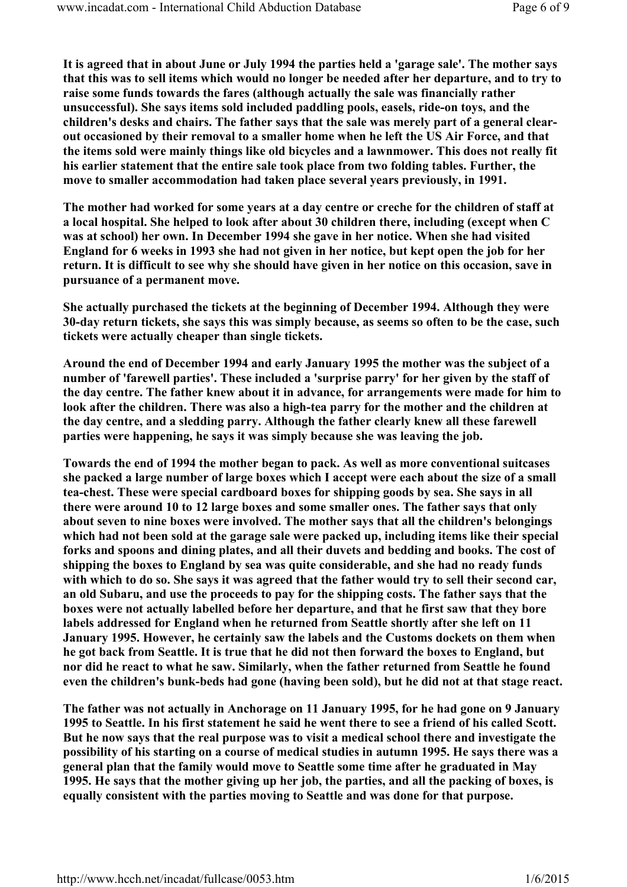It is agreed that in about June or July 1994 the parties held a 'garage sale'. The mother says that this was to sell items which would no longer be needed after her departure, and to try to raise some funds towards the fares (although actually the sale was financially rather unsuccessful). She says items sold included paddling pools, easels, ride-on toys, and the children's desks and chairs. The father says that the sale was merely part of a general clear-out occasioned by their removal to a smaller home when he left the US Air Force, and that the items sold were mainly things like old bicycles and a lawnmower. This does not really fit his earlier statement that the entire sale took place from two folding tables. Further, the move to smaller accommodation had taken place several years previously, in 1991.

The mother had worked for some years at a day centre or creche for the children of staff at a local hospital. She helped to look after about 30 children there, including (except when C was at school) her own. In December 1994 she gave in her notice. When she had visited England for 6 weeks in 1993 she had not given in her notice, but kept open the job for her return. It is difficult to see why she should have given in her notice on this occasion, save in pursuance of a permanent move.

She actually purchased the tickets at the beginning of December 1994. Although they were 30-day return tickets, she says this was simply because, as seems so often to be the case, such tickets were actually cheaper than single tickets.

Around the end of December 1994 and early January 1995 the mother was the subject of a number of 'farewell parties'. These included a 'surprise parry' for her given by the staff of the day centre. The father knew about it in advance, for arrangements were made for him to look after the children. There was also a high-tea parry for the mother and the children at the day centre, and a sledding parry. Although the father clearly knew all these farewell parties were happening, he says it was simply because she was leaving the job.

Towards the end of 1994 the mother began to pack. As well as more conventional suitcases she packed a large number of large boxes which I accept were each about the size of a small tea-chest. These were special cardboard boxes for shipping goods by sea. She says in all there were around 10 to 12 large boxes and some smaller ones. The father says that only about seven to nine boxes were involved. The mother says that all the children's belongings which had not been sold at the garage sale were packed up, including items like their special forks and spoons and dining plates, and all their duvets and bedding and books. The cost of shipping the boxes to England by sea was quite considerable, and she had no ready funds with which to do so. She says it was agreed that the father would try to sell their second car, an old Subaru, and use the proceeds to pay for the shipping costs. The father says that the boxes were not actually labelled before her departure, and that he first saw that they bore labels addressed for England when he returned from Seattle shortly after she left on 11 January 1995. However, he certainly saw the labels and the Customs dockets on them when he got back from Seattle. It is true that he did not then forward the boxes to England, but nor did he react to what he saw. Similarly, when the father returned from Seattle he found even the children's bunk-beds had gone (having been sold), but he did not at that stage react.

The father was not actually in Anchorage on 11 January 1995, for he had gone on 9 January 1995 to Seattle. In his first statement he said he went there to see a friend of his called Scott. But he now says that the real purpose was to visit a medical school there and investigate the possibility of his starting on a course of medical studies in autumn 1995. He says there was a general plan that the family would move to Seattle some time after he graduated in May 1995. He says that the mother giving up her job, the parties, and all the packing of boxes, is equally consistent with the parties moving to Seattle and was done for that purpose.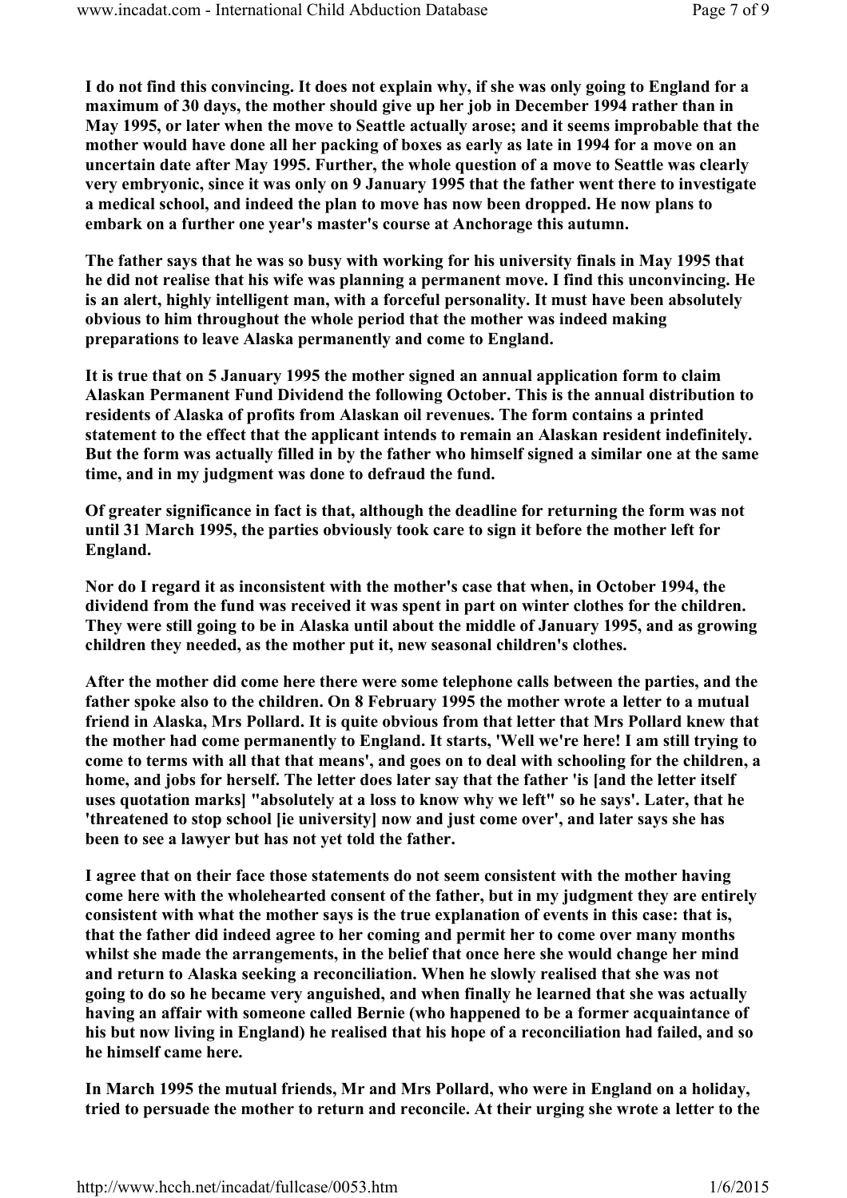**I do not find this convincing. It does not explain why, if she was only going to England for a maximum of 30 days, the mother should give up her job in December 1994 rather than in May 1995, or later when the move to Seattle actually arose; and it seems improbable that the mother would have done all her packing of boxes as early as late in 1994 for a move on an uncertain date after May 1995. Further, the whole question of a move to Seattle was clearly very embryonic, since it was only on 9 January 1995 that the father went there to investigate a medical school, and indeed the plan to move has now been dropped. He now plans to embark on a further one year's master's course at Anchorage this autumn.**

**The father says that he was so busy with working for his university finals in May 1995 that he did not realise that his wife was planning a permanent move. I find this unconvincing. He is an alert, highly intelligent man, with a forceful personality. It must have been absolutely obvious to him throughout the whole period that the mother was indeed making preparations to leave Alaska permanently and come to England.**

**It is true that on 5 January 1995 the mother signed an annual application form to claim Alaskan Permanent Fund Dividend the following October. This is the annual distribution to residents of Alaska of profits from Alaskan oil revenues. The form contains a printed statement to the effect that the applicant intends to remain an Alaskan resident indefinitely. But the form was actually filled in by the father who himself signed a similar one at the same time, and in my judgment was done to defraud the fund.**

**Of greater significance in fact is that, although the deadline for returning the form was not until 31 March 1995, the parties obviously took care to sign it before the mother left for England.**

**Nor do I regard it as inconsistent with the mother's case that when, in October 1994, the dividend from the fund was received it was spent in part on winter clothes for the children. They were still going to be in Alaska until about the middle of January 1995, and as growing children they needed, as the mother put it, new seasonal children's clothes.**

**After the mother did come here there were some telephone calls between the parties, and the father spoke also to the children. On 8 February 1995 the mother wrote a letter to a mutual friend in Alaska, Mrs Pollard. It is quite obvious from that letter that Mrs Pollard knew that the mother had come permanently to England. It starts, 'Well we're here! I am still trying to come to terms with all that that means', and goes on to deal with schooling for the children, a home, and jobs for herself. The letter does later say that the father 'is [and the letter itself uses quotation marks] "absolutely at a loss to know why we left" so he says'. Later, that he 'threatened to stop school [ie university] now and just come over', and later says she has been to see a lawyer but has not yet told the father.**

**I agree that on their face those statements do not seem consistent with the mother having come here with the wholehearted consent of the father, but in my judgment they are entirely consistent with what the mother says is the true explanation of events in this case: that is, that the father did indeed agree to her coming and permit her to come over many months whilst she made the arrangements, in the belief that once here she would change her mind and return to Alaska seeking a reconciliation. When he slowly realised that she was not going to do so he became very anguished, and when finally he learned that she was actually having an affair with someone called Bernie (who happened to be a former acquaintance of his but now living in England) he realised that his hope of a reconciliation had failed, and so he himself came here.**

**In March 1995 the mutual friends, Mr and Mrs Pollard, who were in England on a holiday, tried to persuade the mother to return and reconcile. At their urging she wrote a letter to the**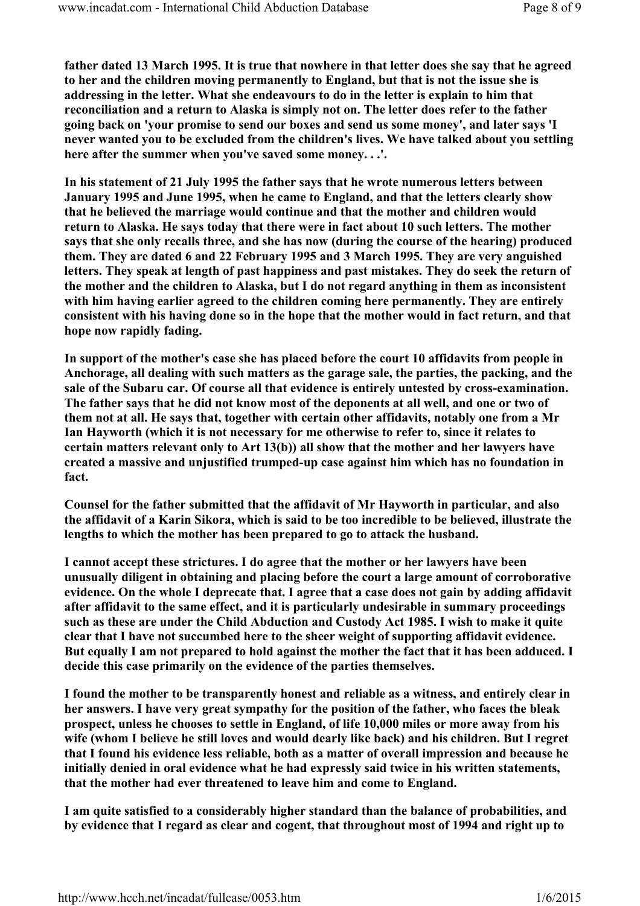**father dated 13 March 1995. It is true that nowhere in that letter does she say that he agreed to her and the children moving permanently to England, but that is not the issue she is addressing in the letter. What she endeavours to do in the letter is explain to him that reconciliation and a return to Alaska is simply not on. The letter does refer to the father going back on 'your promise to send our boxes and send us some money', and later says 'I never wanted you to be excluded from the children's lives. We have talked about you settling here after the summer when you've saved some money. . .'.**

**In his statement of 21 July 1995 the father says that he wrote numerous letters between January 1995 and June 1995, when he came to England, and that the letters clearly show that he believed the marriage would continue and that the mother and children would return to Alaska. He says today that there were in fact about 10 such letters. The mother says that she only recalls three, and she has now (during the course of the hearing) produced them. They are dated 6 and 22 February 1995 and 3 March 1995. They are very anguished letters. They speak at length of past happiness and past mistakes. They do seek the return of the mother and the children to Alaska, but I do not regard anything in them as inconsistent with him having earlier agreed to the children coming here permanently. They are entirely consistent with his having done so in the hope that the mother would in fact return, and that hope now rapidly fading.**

**In support of the mother's case she has placed before the court 10 affidavits from people in Anchorage, all dealing with such matters as the garage sale, the parties, the packing, and the sale of the Subaru car. Of course all that evidence is entirely untested by cross-examination. The father says that he did not know most of the deponents at all well, and one or two of them not at all. He says that, together with certain other affidavits, notably one from a Mr Ian Hayworth (which it is not necessary for me otherwise to refer to, since it relates to certain matters relevant only to Art 13(b)) all show that the mother and her lawyers have created a massive and unjustified trumped-up case against him which has no foundation in fact.**

**Counsel for the father submitted that the affidavit of Mr Hayworth in particular, and also the affidavit of a Karin Sikora, which is said to be too incredible to be believed, illustrate the lengths to which the mother has been prepared to go to attack the husband.**

**I cannot accept these strictures. I do agree that the mother or her lawyers have been unusually diligent in obtaining and placing before the court a large amount of corroborative evidence. On the whole I deprecate that. I agree that a case does not gain by adding affidavit after affidavit to the same effect, and it is particularly undesirable in summary proceedings such as these are under the Child Abduction and Custody Act 1985. I wish to make it quite clear that I have not succumbed here to the sheer weight of supporting affidavit evidence. But equally I am not prepared to hold against the mother the fact that it has been adduced. I decide this case primarily on the evidence of the parties themselves.**

**I found the mother to be transparently honest and reliable as a witness, and entirely clear in her answers. I have very great sympathy for the position of the father, who faces the bleak prospect, unless he chooses to settle in England, of life 10,000 miles or more away from his wife (whom I believe he still loves and would dearly like back) and his children. But I regret that I found his evidence less reliable, both as a matter of overall impression and because he initially denied in oral evidence what he had expressly said twice in his written statements, that the mother had ever threatened to leave him and come to England.**

**I am quite satisfied to a considerably higher standard than the balance of probabilities, and by evidence that I regard as clear and cogent, that throughout most of 1994 and right up to**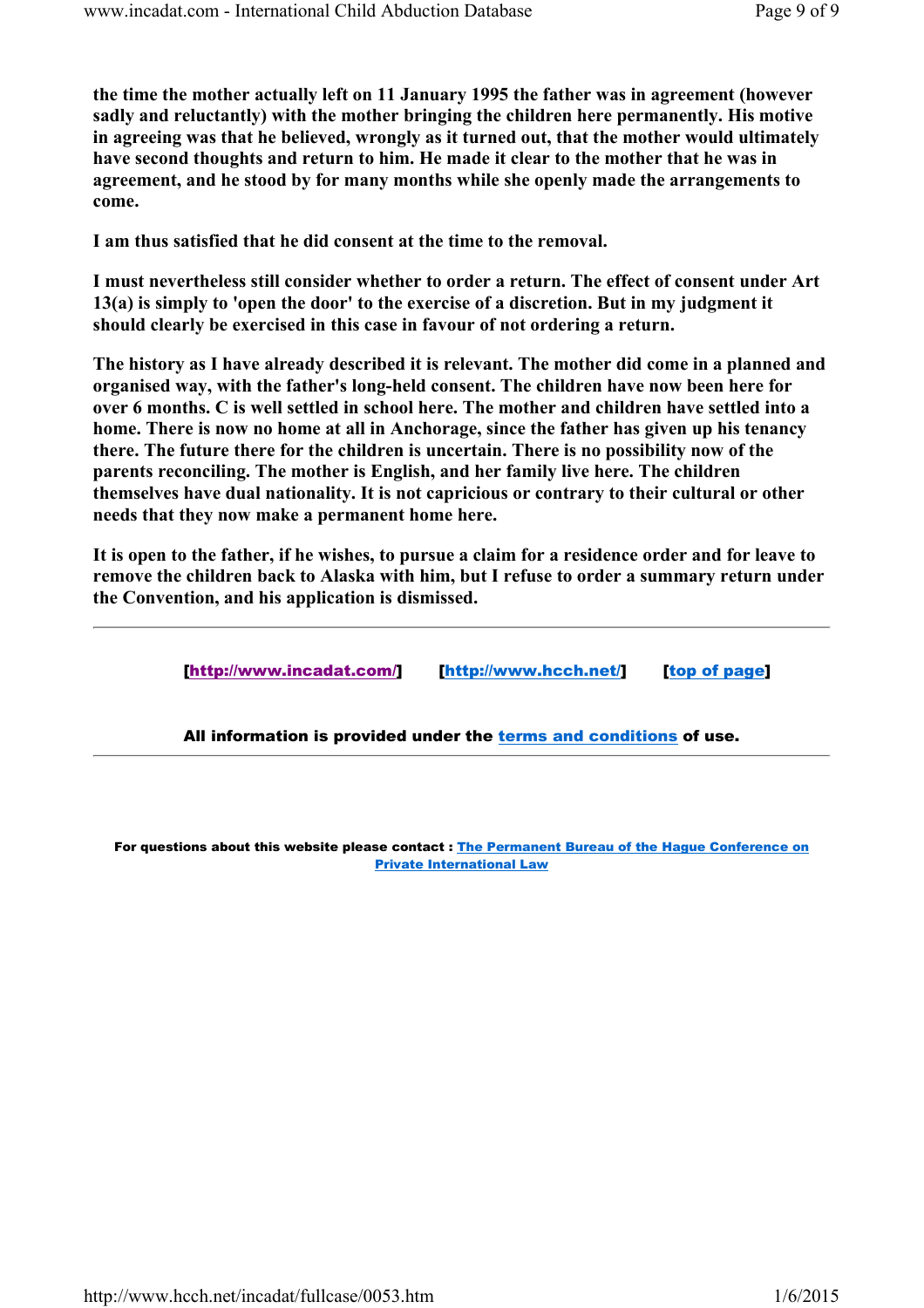**the time the mother actually left on 11 January 1995 the father was in agreement (however sadly and reluctantly) with the mother bringing the children here permanently. His motive in agreeing was that he believed, wrongly as it turned out, that the mother would ultimately have second thoughts and return to him. He made it clear to the mother that he was in agreement, and he stood by for many months while she openly made the arrangements to come.**

**I am thus satisfied that he did consent at the time to the removal.**

**I must nevertheless still consider whether to order a return. The effect of consent under Art 13(a) is simply to 'open the door' to the exercise of a discretion. But in my judgment it should clearly be exercised in this case in favour of not ordering a return.**

**The history as I have already described it is relevant. The mother did come in a planned and organised way, with the father's long-held consent. The children have now been here for over 6 months. C is well settled in school here. The mother and children have settled into a home. There is now no home at all in Anchorage, since the father has given up his tenancy there. The future there for the children is uncertain. There is no possibility now of the parents reconciling. The mother is English, and her family live here. The children themselves have dual nationality. It is not capricious or contrary to their cultural or other needs that they now make a permanent home here.**

**It is open to the father, if he wishes, to pursue a claim for a residence order and for leave to remove the children back to Alaska with him, but I refuse to order a summary return under the Convention, and his application is dismissed.**

---

**[http://www.incadat.com/]** **[http://www.hcch.net/]** **[top of page]**

**All information is provided under the terms and conditions of use.**

---

**For questions about this website please contact : The Permanent Bureau of the Hague Conference on Private International Law**